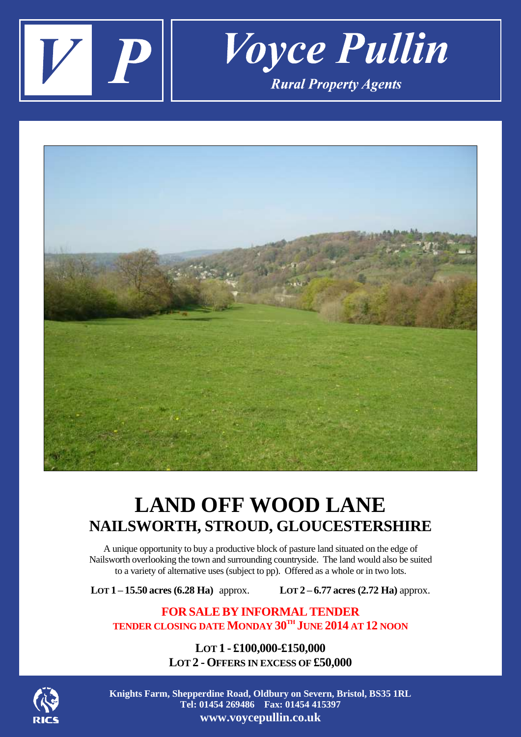# Voyce Pullin

*Rural Property Agents*

# LAND OFF WOOD LANE

## NAILSWORTH, STROUD, GLOUCESTERSHIRE

A unique opportunity to buy a productive block of pasture land situated on the edge of Nailsworth overlooking the town and surrounding countryside. The land would also be suited to a variety of alternative uses (subject to pp). Offered as a whole or in two lots.

**LOT 1 – 15.50 acres (6.28 Ha)** approx. **LOT 2 – 6.77 acres (2.72 Ha)** approx.

**FOR SALE BY INFORMAL TENDER**

**TENDER CLOSING DATE MONDAY 30TH JUNE 2014 AT 12 NOON**

**LOT 1 - £100,000-£150,000**

**LOT 2 - OFFERS IN EXCESS OF £50,000**

**Knights Farm, Shepperdine Road, Oldbury on Severn, Bristol, BS35 1RL**
**Tel: 01454 269486 Fax: 01454 415397**
**www.voycepullin.co.uk**

RICS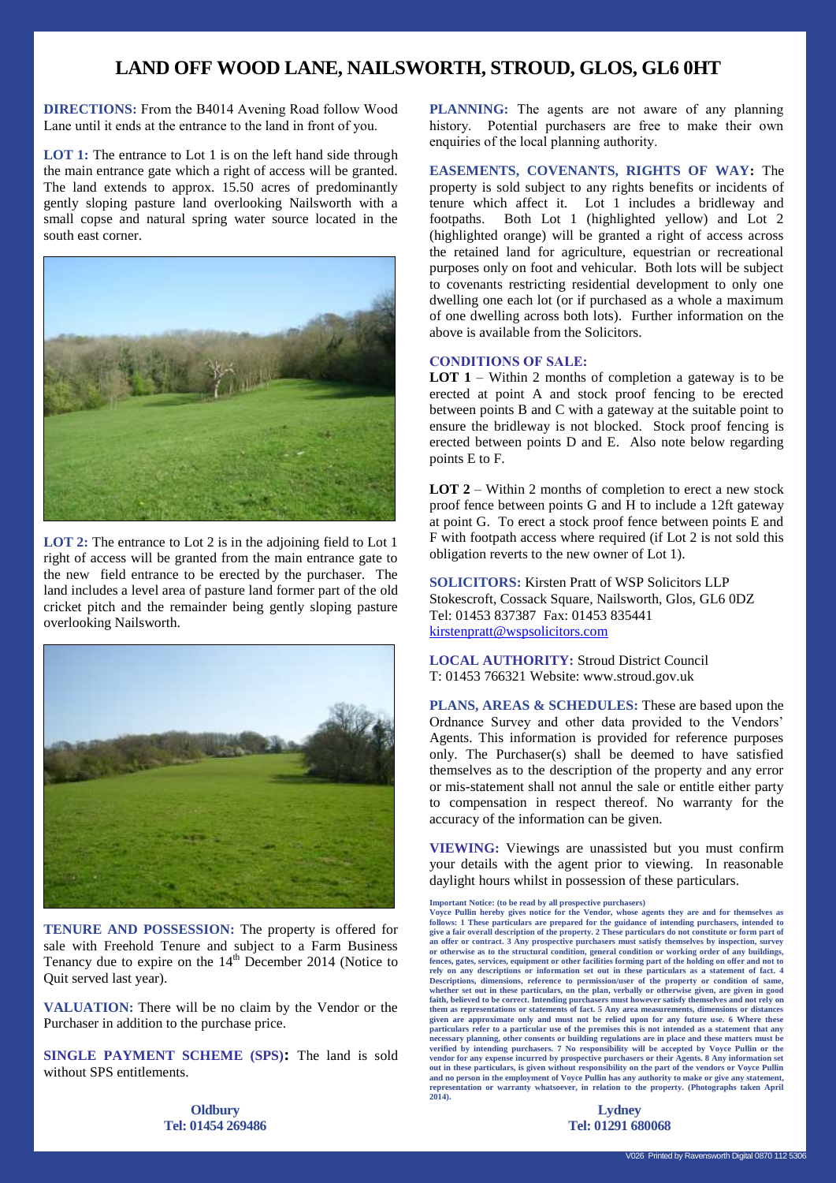# LAND OFF WOOD LANE, NAILSWORTH, STROUD, GLOS, GL6 0HT

**DIRECTIONS:** From the B4014 Avening Road follow Wood Lane until it ends at the entrance to the land in front of you.

**LOT 1:** The entrance to Lot 1 is on the left hand side through the main entrance gate which a right of access will be granted. The land extends to approx. 15.50 acres of predominantly gently sloping pasture land overlooking Nailsworth with a small copse and natural spring water source located in the south east corner.

**LOT 2:** The entrance to Lot 2 is in the adjoining field to Lot 1 right of access will be granted from the main entrance gate to the new field entrance to be erected by the purchaser. The land includes a level area of pasture land former part of the old cricket pitch and the remainder being gently sloping pasture overlooking Nailsworth.

**TENURE AND POSSESSION:** The property is offered for sale with Freehold Tenure and subject to a Farm Business Tenancy due to expire on the 14th December 2014 (Notice to Quit served last year).

**VALUATION:** There will be no claim by the Vendor or the Purchaser in addition to the purchase price.

**SINGLE PAYMENT SCHEME (SPS):** The land is sold without SPS entitlements.

**PLANNING:** The agents are not aware of any planning history. Potential purchasers are free to make their own enquiries of the local planning authority.

**EASEMENTS, COVENANTS, RIGHTS OF WAY:** The property is sold subject to any rights benefits or incidents of tenure which affect it. Lot 1 includes a bridleway and footpaths. Both Lot 1 (highlighted yellow) and Lot 2 (highlighted orange) will be granted a right of access across the retained land for agriculture, equestrian or recreational purposes only on foot and vehicular. Both lots will be subject to covenants restricting residential development to only one dwelling one each lot (or if purchased as a whole a maximum of one dwelling across both lots). Further information on the above is available from the Solicitors.

**CONDITIONS OF SALE:**

**LOT 1** – Within 2 months of completion a gateway is to be erected at point A and stock proof fencing to be erected between points B and C with a gateway at the suitable point to ensure the bridleway is not blocked. Stock proof fencing is erected between points D and E. Also note below regarding points E to F.

**LOT 2** – Within 2 months of completion to erect a new stock proof fence between points G and H to include a 12ft gateway at point G. To erect a stock proof fence between points E and F with footpath access where required (if Lot 2 is not sold this obligation reverts to the new owner of Lot 1).

**SOLICITORS:** Kirsten Pratt of WSP Solicitors LLP
Stokescroft, Cossack Square, Nailsworth, Glos, GL6 0DZ
Tel: 01453 837387 Fax: 01453 835441
kirstenpratt@wspsolicitors.com

**LOCAL AUTHORITY:** Stroud District Council
T: 01453 766321 Website: www.stroud.gov.uk

**PLANS, AREAS & SCHEDULES:** These are based upon the Ordnance Survey and other data provided to the Vendors' Agents. This information is provided for reference purposes only. The Purchaser(s) shall be deemed to have satisfied themselves as to the description of the property and any error or mis-statement shall not annul the sale or entitle either party to compensation in respect thereof. No warranty for the accuracy of the information can be given.

**VIEWING:** Viewings are unassisted but you must confirm your details with the agent prior to viewing. In reasonable daylight hours whilst in possession of these particulars.

**Important Notice: (to be read by all prospective purchasers)**
**Voyce Pullin hereby gives notice for the Vendor, whose agents they are and for themselves as follows: 1 These particulars are prepared for the guidance of intending purchasers, intended to give a fair overall description of the property. 2 These particulars do not constitute or form part of an offer or contract. 3 Any prospective purchasers must satisfy themselves by inspection, survey or otherwise as to the structural condition, general condition or working order of any buildings, fences, gates, services, equipment or other facilities forming part of the holding on offer and not to rely on any descriptions or information set out in these particulars as a statement of fact. 4 Descriptions, dimensions, reference to permission/user of the property or condition of same, whether set out in these particulars, on the plan, verbally or otherwise given, are given in good faith, believed to be correct. Intending purchasers must however satisfy themselves and not rely on them as representations or statements of fact. 5 Any area measurements, dimensions or distances given are approximate only and must not be relied upon for any future use. 6 Where these particulars refer to a particular use of the premises this is not intended as a statement that any necessary planning, other consents or building regulations are in place and these matters must be verified by intending purchasers. 7 No responsibility will be accepted by Voyce Pullin or the vendor for any expense incurred by prospective purchasers or their Agents. 8 Any information set out in these particulars, is given without responsibility on the part of the vendors or Voyce Pullin and no person in the employment of Voyce Pullin has any authority to make or give any statement, representation or warranty whatsoever, in relation to the property. (Photographs taken April 2014).**

**Oldbury**
**Tel: 01454 269486**

**Lydney**
**Tel: 01291 680068**